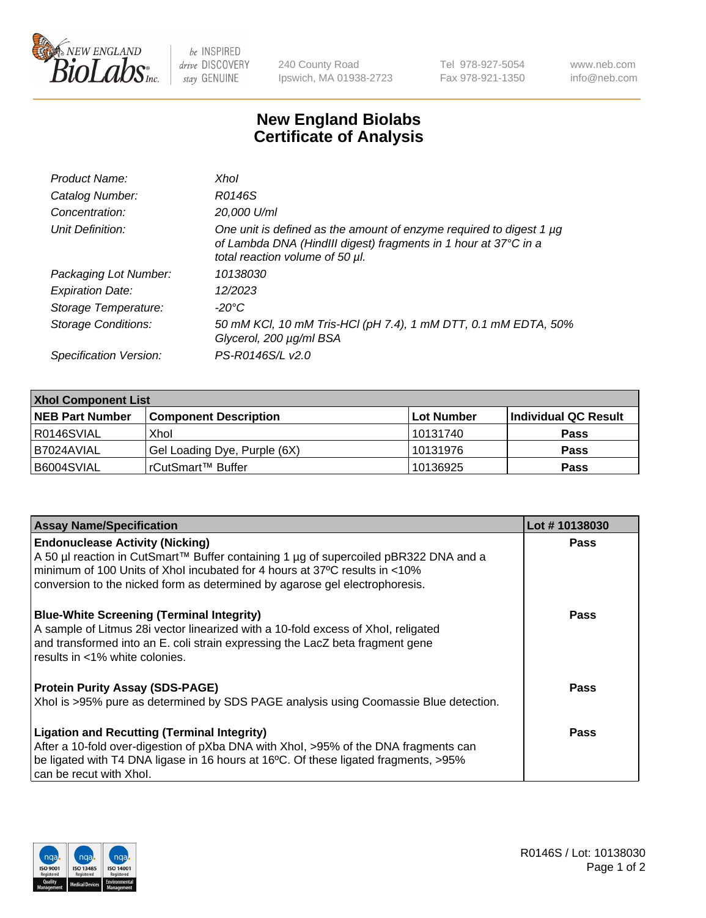240 County Road
Ipswich, MA 01938-2723

Tel 978-927-5054
Fax 978-921-1350

www.neb.com
info@neb.com

# New England Biolabs
# Certificate of Analysis

| | |
|---|---|
| *Product Name:* | *XhoI* |
| *Catalog Number:* | *R0146S* |
| *Concentration:* | *20,000 U/ml* |
| *Unit Definition:* | *One unit is defined as the amount of enzyme required to digest 1 µg of Lambda DNA (HindIII digest) fragments in 1 hour at 37°C in a total reaction volume of 50 µl.* |
| *Packaging Lot Number:* | *10138030* |
| *Expiration Date:* | *12/2023* |
| *Storage Temperature:* | *-20°C* |
| *Storage Conditions:* | *50 mM KCl, 10 mM Tris-HCl (pH 7.4), 1 mM DTT, 0.1 mM EDTA, 50% Glycerol, 200 µg/ml BSA* |
| *Specification Version:* | *PS-R0146S/L v2.0* |

| XhoI Component List | | | |
|---|---|---|---|
| **NEB Part Number** | **Component Description** | **Lot Number** | **Individual QC Result** |
| R0146SVIAL | XhoI | 10131740 | **Pass** |
| B7024AVIAL | Gel Loading Dye, Purple (6X) | 10131976 | **Pass** |
| B6004SVIAL | rCutSmart™ Buffer | 10136925 | **Pass** |

| Assay Name/Specification | Lot # 10138030 |
|---|---|
| **Endonuclease Activity (Nicking)**<br>A 50 µl reaction in CutSmart™ Buffer containing 1 µg of supercoiled pBR322 DNA and a minimum of 100 Units of XhoI incubated for 4 hours at 37ºC results in <10% conversion to the nicked form as determined by agarose gel electrophoresis. | **Pass** |
| **Blue-White Screening (Terminal Integrity)**<br>A sample of Litmus 28i vector linearized with a 10-fold excess of XhoI, religated and transformed into an E. coli strain expressing the LacZ beta fragment gene results in <1% white colonies. | **Pass** |
| **Protein Purity Assay (SDS-PAGE)**<br>XhoI is >95% pure as determined by SDS PAGE analysis using Coomassie Blue detection. | **Pass** |
| **Ligation and Recutting (Terminal Integrity)**<br>After a 10-fold over-digestion of pXba DNA with XhoI, >95% of the DNA fragments can be ligated with T4 DNA ligase in 16 hours at 16ºC. Of these ligated fragments, >95% can be recut with XhoI. | **Pass** |

R0146S / Lot: 10138030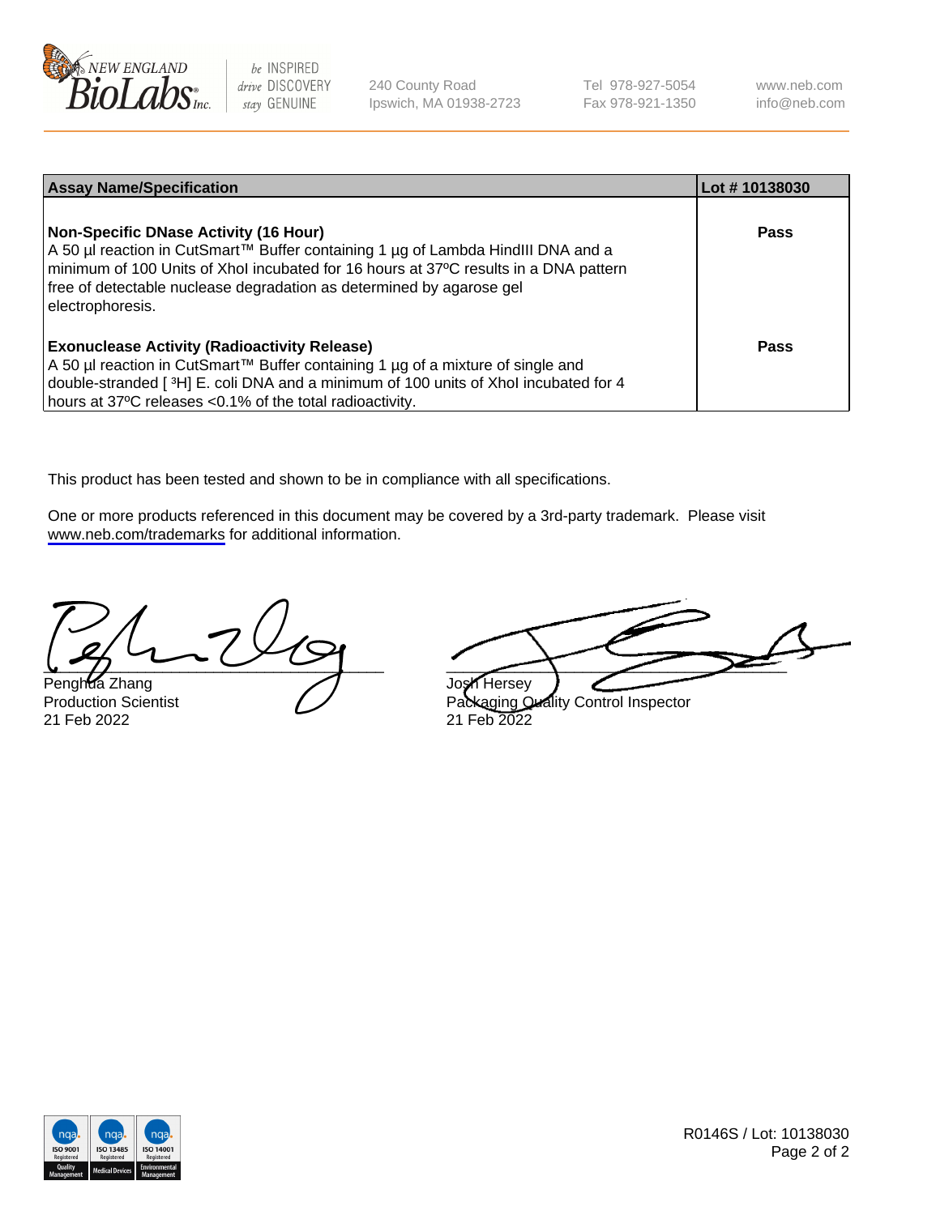NEW ENGLAND BioLabs Inc. be INSPIRED drive DISCOVERY stay GENUINE

240 County Road
Ipswich, MA 01938-2723

Tel 978-927-5054
Fax 978-921-1350

www.neb.com
info@neb.com

| Assay Name/Specification | Lot # 10138030 |
| --- | --- |
| **Non-Specific DNase Activity (16 Hour)**<br>A 50 µl reaction in CutSmart™ Buffer containing 1 µg of Lambda HindIII DNA and a minimum of 100 Units of XhoI incubated for 16 hours at 37ºC results in a DNA pattern free of detectable nuclease degradation as determined by agarose gel electrophoresis. | **Pass** |
| **Exonuclease Activity (Radioactivity Release)**<br>A 50 µl reaction in CutSmart™ Buffer containing 1 µg of a mixture of single and double-stranded [ $^3$H] E. coli DNA and a minimum of 100 units of XhoI incubated for 4 hours at 37ºC releases <0.1% of the total radioactivity. | **Pass** |

This product has been tested and shown to be in compliance with all specifications.

One or more products referenced in this document may be covered by a 3rd-party trademark. Please visit www.neb.com/trademarks for additional information.

Penghua Zhang
Production Scientist
21 Feb 2022

Josh Hersey
Packaging Quality Control Inspector
21 Feb 2022

R0146S / Lot: 10138030